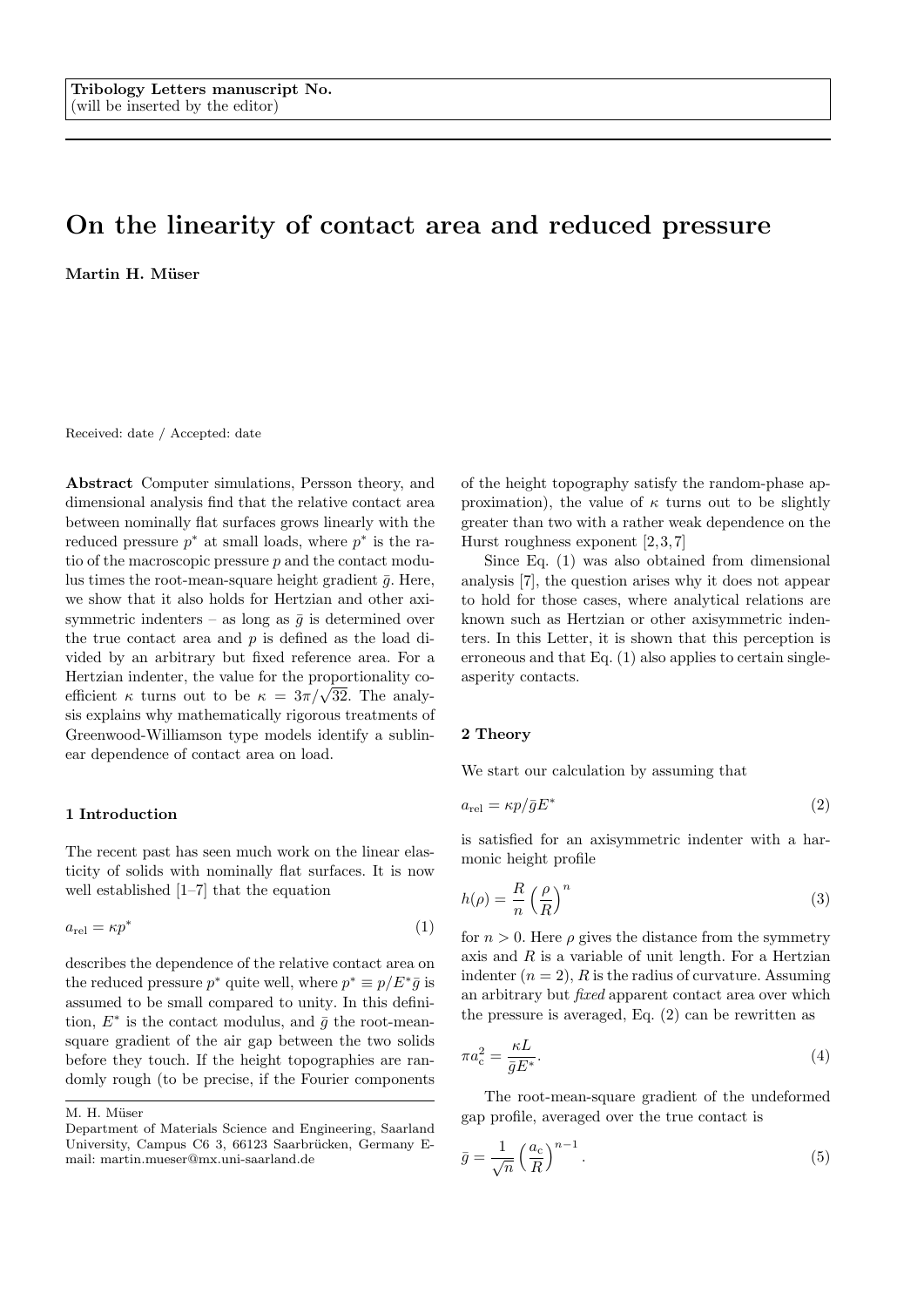Tribology Letters manuscript No.
(will be inserted by the editor)

# On the linearity of contact area and reduced pressure

**Martin H. Müser**

Received: date / Accepted: date

**Abstract** Computer simulations, Persson theory, and dimensional analysis find that the relative contact area between nominally flat surfaces grows linearly with the reduced pressure $p^*$ at small loads, where $p^*$ is the ratio of the macroscopic pressure $p$ and the contact modulus times the root-mean-square height gradient $\bar{g}$. Here, we show that it also holds for Hertzian and other axisymmetric indenters – as long as $\bar{g}$ is determined over the true contact area and $p$ is defined as the load divided by an arbitrary but fixed reference area. For a Hertzian indenter, the value for the proportionality coefficient $\kappa$ turns out to be $\kappa = 3\pi/\sqrt{32}$. The analysis explains why mathematically rigorous treatments of Greenwood-Williamson type models identify a sublinear dependence of contact area on load.

## 1 Introduction

The recent past has seen much work on the linear elasticity of solids with nominally flat surfaces. It is now well established [1–7] that the equation

$$a_{\rm rel} = \kappa p^* \tag{1}$$

describes the dependence of the relative contact area on the reduced pressure $p^*$ quite well, where $p^* \equiv p/E^*\bar{g}$ is assumed to be small compared to unity. In this definition, $E^*$ is the contact modulus, and $\bar{g}$ the root-mean-square gradient of the air gap between the two solids before they touch. If the height topographies are randomly rough (to be precise, if the Fourier components of the height topography satisfy the random-phase approximation), the value of $\kappa$ turns out to be slightly greater than two with a rather weak dependence on the Hurst roughness exponent [2,3,7]

Since Eq. (1) was also obtained from dimensional analysis [7], the question arises why it does not appear to hold for those cases, where analytical relations are known such as Hertzian or other axisymmetric indenters. In this Letter, it is shown that this perception is erroneous and that Eq. (1) also applies to certain single-asperity contacts.

## 2 Theory

We start our calculation by assuming that

$$a_{\rm rel} = \kappa p/\bar{g}E^* \tag{2}$$

is satisfied for an axisymmetric indenter with a harmonic height profile

$$h(\rho) = \frac{R}{n}\left(\frac{\rho}{R}\right)^n \tag{3}$$

for $n > 0$. Here $\rho$ gives the distance from the symmetry axis and $R$ is a variable of unit length. For a Hertzian indenter ($n = 2$), $R$ is the radius of curvature. Assuming an arbitrary but *fixed* apparent contact area over which the pressure is averaged, Eq. (2) can be rewritten as

$$\pi a_{\rm c}^2 = \frac{\kappa L}{\bar{g}E^*}. \tag{4}$$

The root-mean-square gradient of the undeformed gap profile, averaged over the true contact is

$$\bar{g} = \frac{1}{\sqrt{n}}\left(\frac{a_{\rm c}}{R}\right)^{n-1}. \tag{5}$$

M. H. Müser
Department of Materials Science and Engineering, Saarland University, Campus C6 3, 66123 Saarbrücken, Germany E-mail: martin.mueser@mx.uni-saarland.de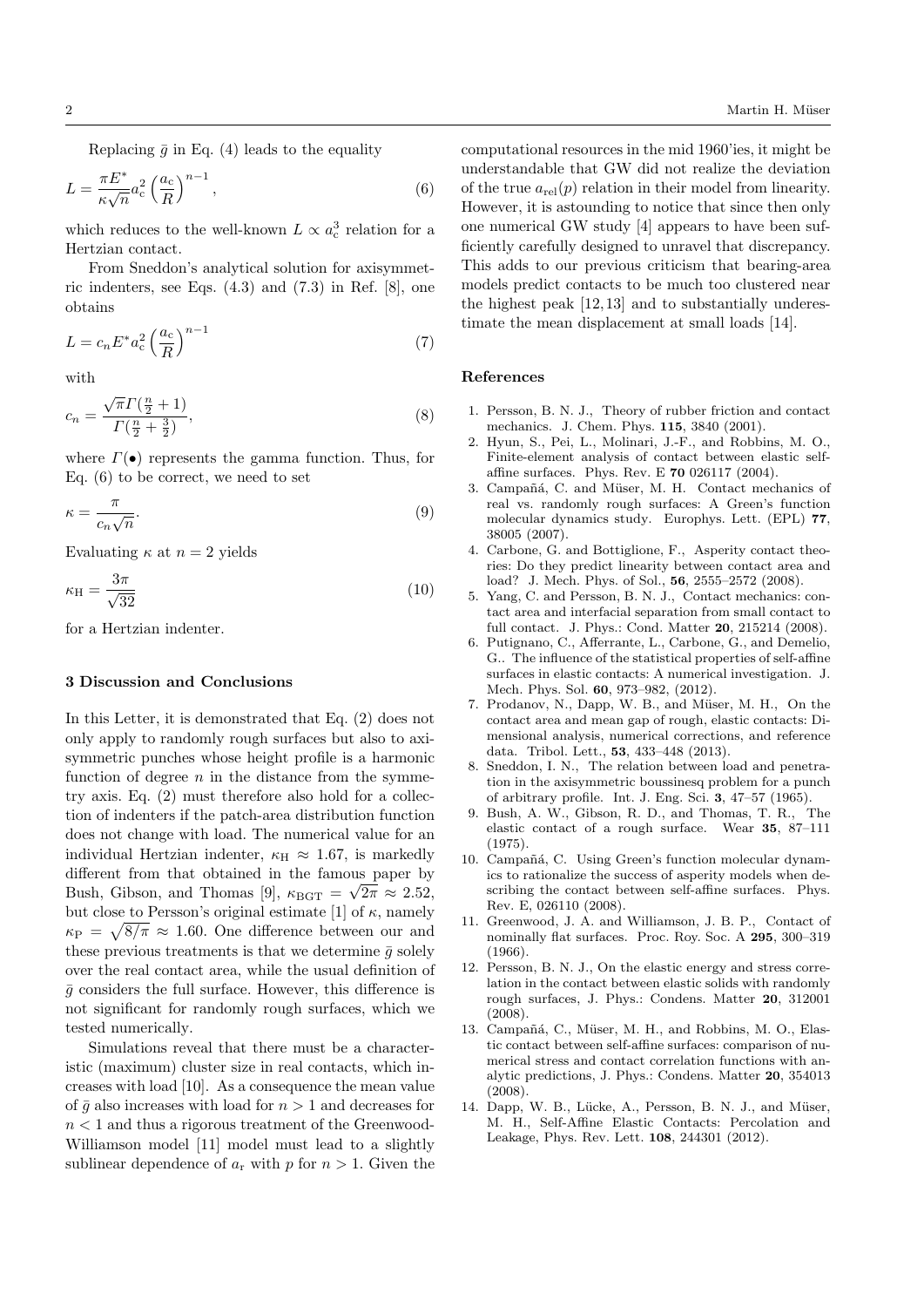Replacing $\bar{g}$ in Eq. (4) leads to the equality

$$L = \frac{\pi E^*}{\kappa\sqrt{n}} a_c^2 \left(\frac{a_c}{R}\right)^{n-1}, \tag{6}$$

which reduces to the well-known $L \propto a_c^3$ relation for a Hertzian contact.

From Sneddon's analytical solution for axisymmetric indenters, see Eqs. (4.3) and (7.3) in Ref. [8], one obtains

$$L = c_n E^* a_c^2 \left(\frac{a_c}{R}\right)^{n-1} \tag{7}$$

with

$$c_n = \frac{\sqrt{\pi}\Gamma(\frac{n}{2}+1)}{\Gamma(\frac{n}{2}+\frac{3}{2})}, \tag{8}$$

where $\Gamma(\bullet)$ represents the gamma function. Thus, for Eq. (6) to be correct, we need to set

$$\kappa = \frac{\pi}{c_n\sqrt{n}}. \tag{9}$$

Evaluating $\kappa$ at $n = 2$ yields

$$\kappa_H = \frac{3\pi}{\sqrt{32}} \tag{10}$$

for a Hertzian indenter.

## 3 Discussion and Conclusions

In this Letter, it is demonstrated that Eq. (2) does not only apply to randomly rough surfaces but also to axisymmetric punches whose height profile is a harmonic function of degree $n$ in the distance from the symmetry axis. Eq. (2) must therefore also hold for a collection of indenters if the patch-area distribution function does not change with load. The numerical value for an individual Hertzian indenter, $\kappa_H \approx 1.67$, is markedly different from that obtained in the famous paper by Bush, Gibson, and Thomas [9], $\kappa_{BGT} = \sqrt{2\pi} \approx 2.52$, but close to Persson's original estimate [1] of $\kappa$, namely $\kappa_P = \sqrt{8/\pi} \approx 1.60$. One difference between our and these previous treatments is that we determine $\bar{g}$ solely over the real contact area, while the usual definition of $\bar{g}$ considers the full surface. However, this difference is not significant for randomly rough surfaces, which we tested numerically.

Simulations reveal that there must be a characteristic (maximum) cluster size in real contacts, which increases with load [10]. As a consequence the mean value of $\bar{g}$ also increases with load for $n > 1$ and decreases for $n < 1$ and thus a rigorous treatment of the Greenwood-Williamson model [11] model must lead to a slightly sublinear dependence of $a_r$ with $p$ for $n > 1$. Given the computational resources in the mid 1960'ies, it might be understandable that GW did not realize the deviation of the true $a_{rel}(p)$ relation in their model from linearity. However, it is astounding to notice that since then only one numerical GW study [4] appears to have been sufficiently carefully designed to unravel that discrepancy. This adds to our previous criticism that bearing-area models predict contacts to be much too clustered near the highest peak [12,13] and to substantially underestimate the mean displacement at small loads [14].

## References

1. Persson, B. N. J., Theory of rubber friction and contact mechanics. J. Chem. Phys. **115**, 3840 (2001).
2. Hyun, S., Pei, L., Molinari, J.-F., and Robbins, M. O., Finite-element analysis of contact between elastic self-affine surfaces. Phys. Rev. E **70** 026117 (2004).
3. Campañá, C. and Müser, M. H. Contact mechanics of real vs. randomly rough surfaces: A Green's function molecular dynamics study. Europhys. Lett. (EPL) **77**, 38005 (2007).
4. Carbone, G. and Bottiglione, F., Asperity contact theories: Do they predict linearity between contact area and load? J. Mech. Phys. of Sol., **56**, 2555–2572 (2008).
5. Yang, C. and Persson, B. N. J., Contact mechanics: contact area and interfacial separation from small contact to full contact. J. Phys.: Cond. Matter **20**, 215214 (2008).
6. Putignano, C., Afferrante, L., Carbone, G., and Demelio, G.. The influence of the statistical properties of self-affine surfaces in elastic contacts: A numerical investigation. J. Mech. Phys. Sol. **60**, 973–982, (2012).
7. Prodanov, N., Dapp, W. B., and Müser, M. H., On the contact area and mean gap of rough, elastic contacts: Dimensional analysis, numerical corrections, and reference data. Tribol. Lett., **53**, 433–448 (2013).
8. Sneddon, I. N., The relation between load and penetration in the axisymmetric boussinesq problem for a punch of arbitrary profile. Int. J. Eng. Sci. **3**, 47–57 (1965).
9. Bush, A. W., Gibson, R. D., and Thomas, T. R., The elastic contact of a rough surface. Wear **35**, 87–111 (1975).
10. Campañá, C. Using Green's function molecular dynamics to rationalize the success of asperity models when describing the contact between self-affine surfaces. Phys. Rev. E, 026110 (2008).
11. Greenwood, J. A. and Williamson, J. B. P., Contact of nominally flat surfaces. Proc. Roy. Soc. A **295**, 300–319 (1966).
12. Persson, B. N. J., On the elastic energy and stress correlation in the contact between elastic solids with randomly rough surfaces, J. Phys.: Condens. Matter **20**, 312001 (2008).
13. Campañá, C., Müser, M. H., and Robbins, M. O., Elastic contact between self-affine surfaces: comparison of numerical stress and contact correlation functions with analytic predictions, J. Phys.: Condens. Matter **20**, 354013 (2008).
14. Dapp, W. B., Lücke, A., Persson, B. N. J., and Müser, M. H., Self-Affine Elastic Contacts: Percolation and Leakage, Phys. Rev. Lett. **108**, 244301 (2012).